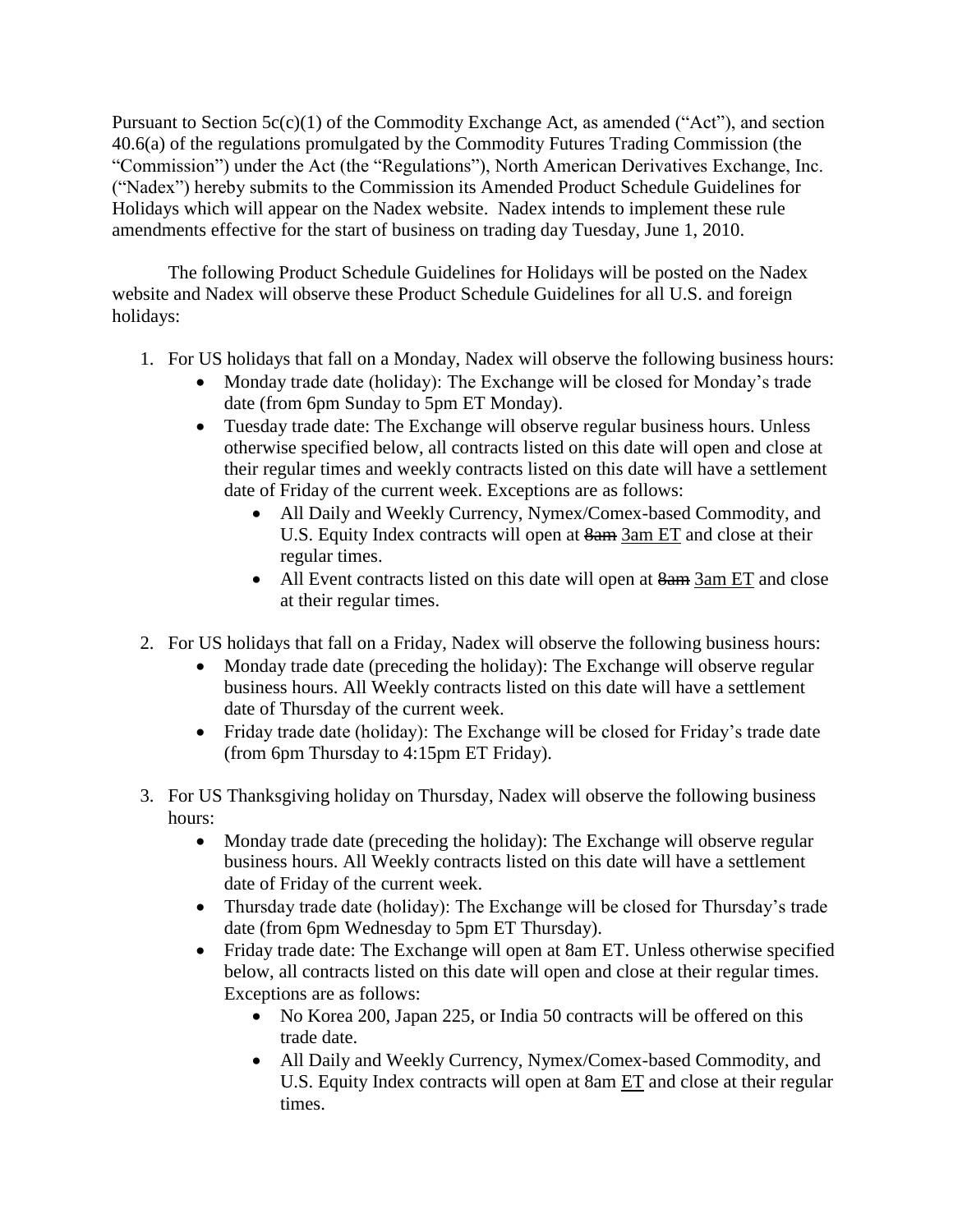Pursuant to Section 5c(c)(1) of the Commodity Exchange Act, as amended ("Act"), and section 40.6(a) of the regulations promulgated by the Commodity Futures Trading Commission (the "Commission") under the Act (the "Regulations"), North American Derivatives Exchange, Inc. ("Nadex") hereby submits to the Commission its Amended Product Schedule Guidelines for Holidays which will appear on the Nadex website. Nadex intends to implement these rule amendments effective for the start of business on trading day Tuesday, June 1, 2010.

The following Product Schedule Guidelines for Holidays will be posted on the Nadex website and Nadex will observe these Product Schedule Guidelines for all U.S. and foreign holidays:

1. For US holidays that fall on a Monday, Nadex will observe the following business hours:
   - Monday trade date (holiday): The Exchange will be closed for Monday's trade date (from 6pm Sunday to 5pm ET Monday).
   - Tuesday trade date: The Exchange will observe regular business hours. Unless otherwise specified below, all contracts listed on this date will open and close at their regular times and weekly contracts listed on this date will have a settlement date of Friday of the current week. Exceptions are as follows:
     - All Daily and Weekly Currency, Nymex/Comex-based Commodity, and U.S. Equity Index contracts will open at ~~8am~~ <u>3am ET</u> and close at their regular times.
     - All Event contracts listed on this date will open at ~~8am~~ <u>3am ET</u> and close at their regular times.
2. For US holidays that fall on a Friday, Nadex will observe the following business hours:
   - Monday trade date (preceding the holiday): The Exchange will observe regular business hours. All Weekly contracts listed on this date will have a settlement date of Thursday of the current week.
   - Friday trade date (holiday): The Exchange will be closed for Friday's trade date (from 6pm Thursday to 4:15pm ET Friday).
3. For US Thanksgiving holiday on Thursday, Nadex will observe the following business hours:
   - Monday trade date (preceding the holiday): The Exchange will observe regular business hours. All Weekly contracts listed on this date will have a settlement date of Friday of the current week.
   - Thursday trade date (holiday): The Exchange will be closed for Thursday's trade date (from 6pm Wednesday to 5pm ET Thursday).
   - Friday trade date: The Exchange will open at 8am ET. Unless otherwise specified below, all contracts listed on this date will open and close at their regular times. Exceptions are as follows:
     - No Korea 200, Japan 225, or India 50 contracts will be offered on this trade date.
     - All Daily and Weekly Currency, Nymex/Comex-based Commodity, and U.S. Equity Index contracts will open at 8am <u>ET</u> and close at their regular times.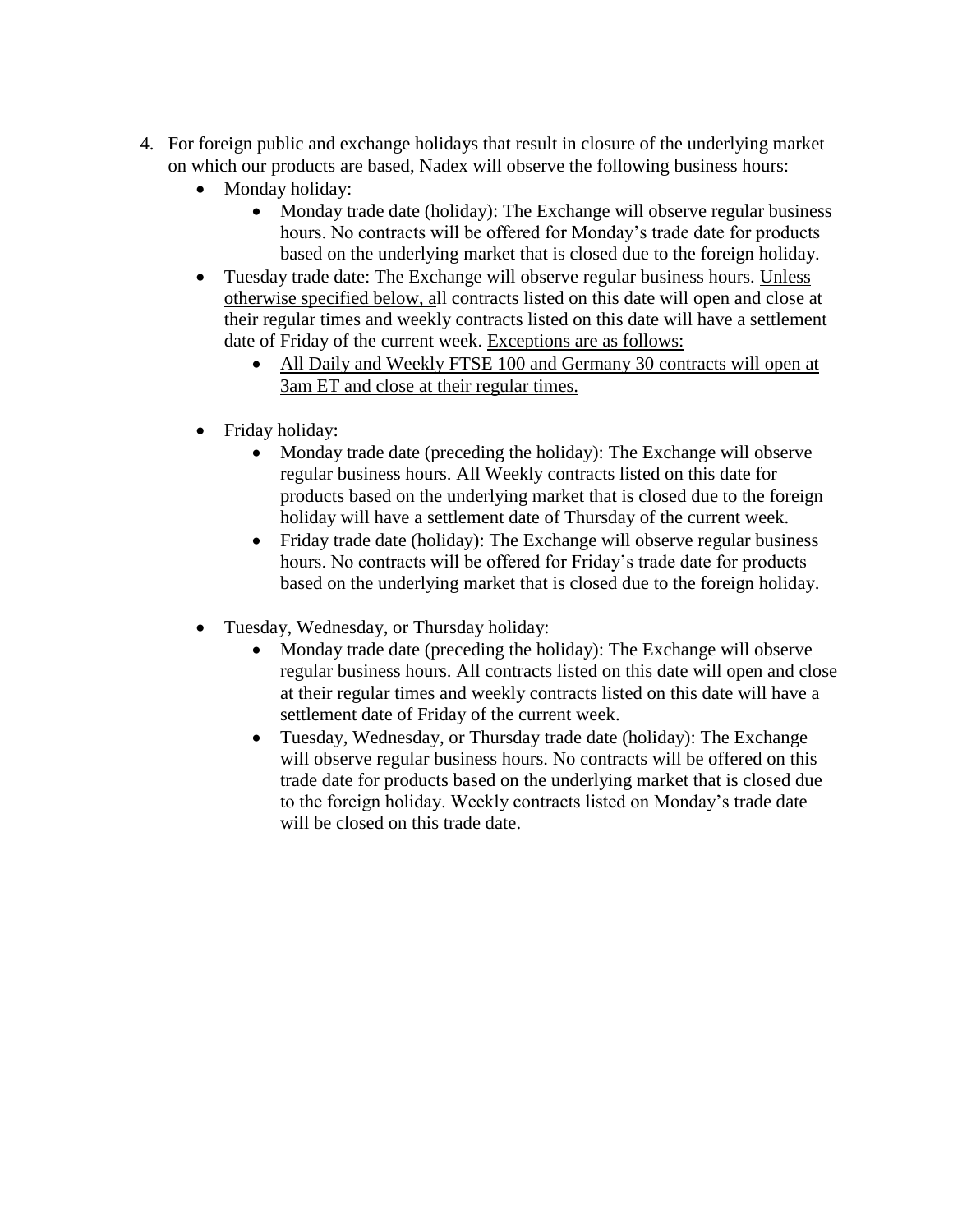4. For foreign public and exchange holidays that result in closure of the underlying market on which our products are based, Nadex will observe the following business hours:
    - Monday holiday:
        - Monday trade date (holiday): The Exchange will observe regular business hours. No contracts will be offered for Monday's trade date for products based on the underlying market that is closed due to the foreign holiday.
    - Tuesday trade date: The Exchange will observe regular business hours. <u>Unless otherwise specified below, a</u>ll contracts listed on this date will open and close at their regular times and weekly contracts listed on this date will have a settlement date of Friday of the current week. <u>Exceptions are as follows:</u>
        - <u>All Daily and Weekly FTSE 100 and Germany 30 contracts will open at 3am ET and close at their regular times.</u>

    - Friday holiday:
        - Monday trade date (preceding the holiday): The Exchange will observe regular business hours. All Weekly contracts listed on this date for products based on the underlying market that is closed due to the foreign holiday will have a settlement date of Thursday of the current week.
        - Friday trade date (holiday): The Exchange will observe regular business hours. No contracts will be offered for Friday's trade date for products based on the underlying market that is closed due to the foreign holiday.

    - Tuesday, Wednesday, or Thursday holiday:
        - Monday trade date (preceding the holiday): The Exchange will observe regular business hours. All contracts listed on this date will open and close at their regular times and weekly contracts listed on this date will have a settlement date of Friday of the current week.
        - Tuesday, Wednesday, or Thursday trade date (holiday): The Exchange will observe regular business hours. No contracts will be offered on this trade date for products based on the underlying market that is closed due to the foreign holiday. Weekly contracts listed on Monday's trade date will be closed on this trade date.